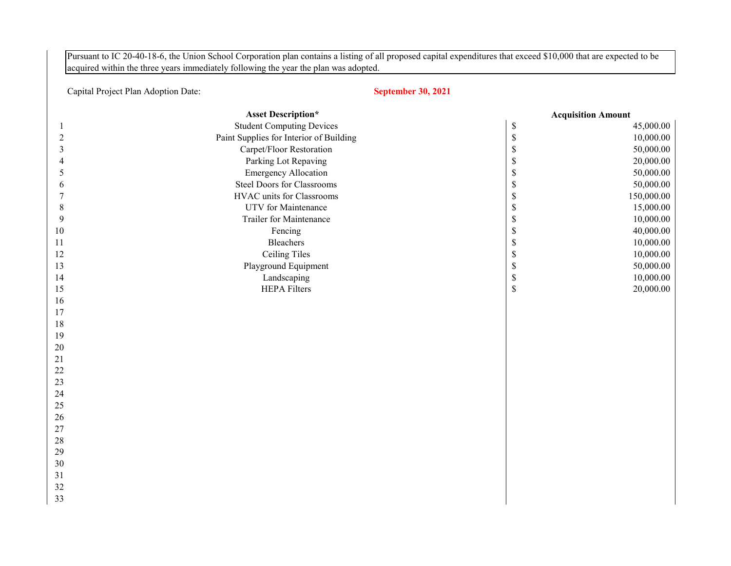Pursuant to IC 20-40-18-6, the Union School Corporation plan contains a listing of all proposed capital expenditures that exceed $10,000 that are expected to be acquired within the three years immediately following the year the plan was adopted.

Capital Project Plan Adoption Date: **September 30, 2021**

| | Asset Description* | Acquisition Amount |
|---|---|---|
| 1 | Student Computing Devices | $ 45,000.00 |
| 2 | Paint Supplies for Interior of Building | $ 10,000.00 |
| 3 | Carpet/Floor Restoration | $ 50,000.00 |
| 4 | Parking Lot Repaving | $ 20,000.00 |
| 5 | Emergency Allocation | $ 50,000.00 |
| 6 | Steel Doors for Classrooms | $ 50,000.00 |
| 7 | HVAC units for Classrooms | $ 150,000.00 |
| 8 | UTV for Maintenance | $ 15,000.00 |
| 9 | Trailer for Maintenance | $ 10,000.00 |
| 10 | Fencing | $ 40,000.00 |
| 11 | Bleachers | $ 10,000.00 |
| 12 | Ceiling Tiles | $ 10,000.00 |
| 13 | Playground Equipment | $ 50,000.00 |
| 14 | Landscaping | $ 10,000.00 |
| 15 | HEPA Filters | $ 20,000.00 |
| 16 | | |
| 17 | | |
| 18 | | |
| 19 | | |
| 20 | | |
| 21 | | |
| 22 | | |
| 23 | | |
| 24 | | |
| 25 | | |
| 26 | | |
| 27 | | |
| 28 | | |
| 29 | | |
| 30 | | |
| 31 | | |
| 32 | | |
| 33 | | |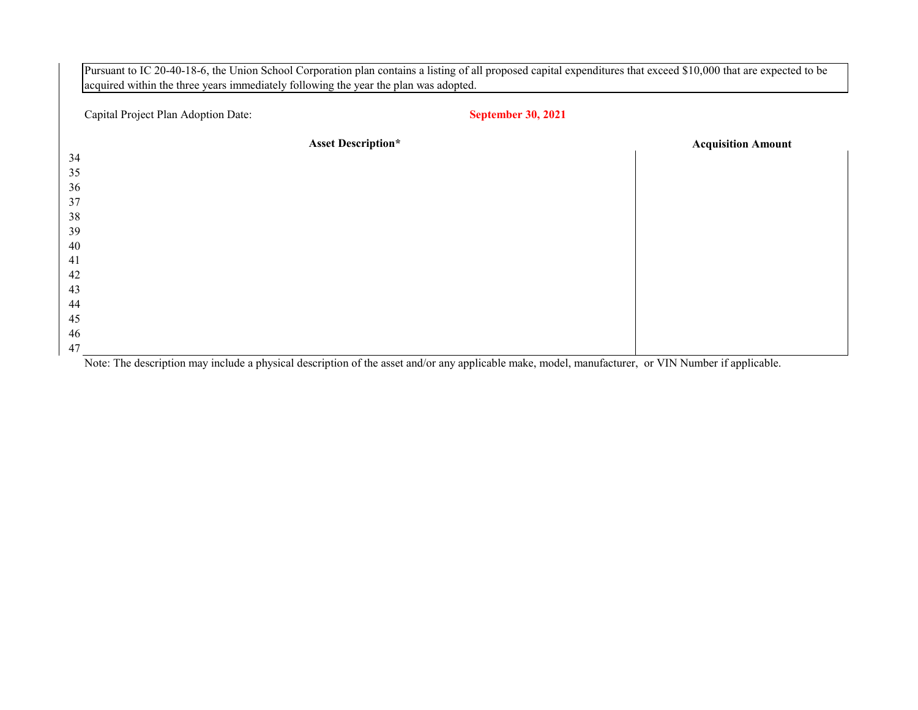Pursuant to IC 20-40-18-6, the Union School Corporation plan contains a listing of all proposed capital expenditures that exceed $10,000 that are expected to be acquired within the three years immediately following the year the plan was adopted.

Capital Project Plan Adoption Date: **September 30, 2021**

| | Asset Description* | Acquisition Amount |
|---|---|---|
| 34 | | |
| 35 | | |
| 36 | | |
| 37 | | |
| 38 | | |
| 39 | | |
| 40 | | |
| 41 | | |
| 42 | | |
| 43 | | |
| 44 | | |
| 45 | | |
| 46 | | |
| 47 | | |

Note: The description may include a physical description of the asset and/or any applicable make, model, manufacturer, or VIN Number if applicable.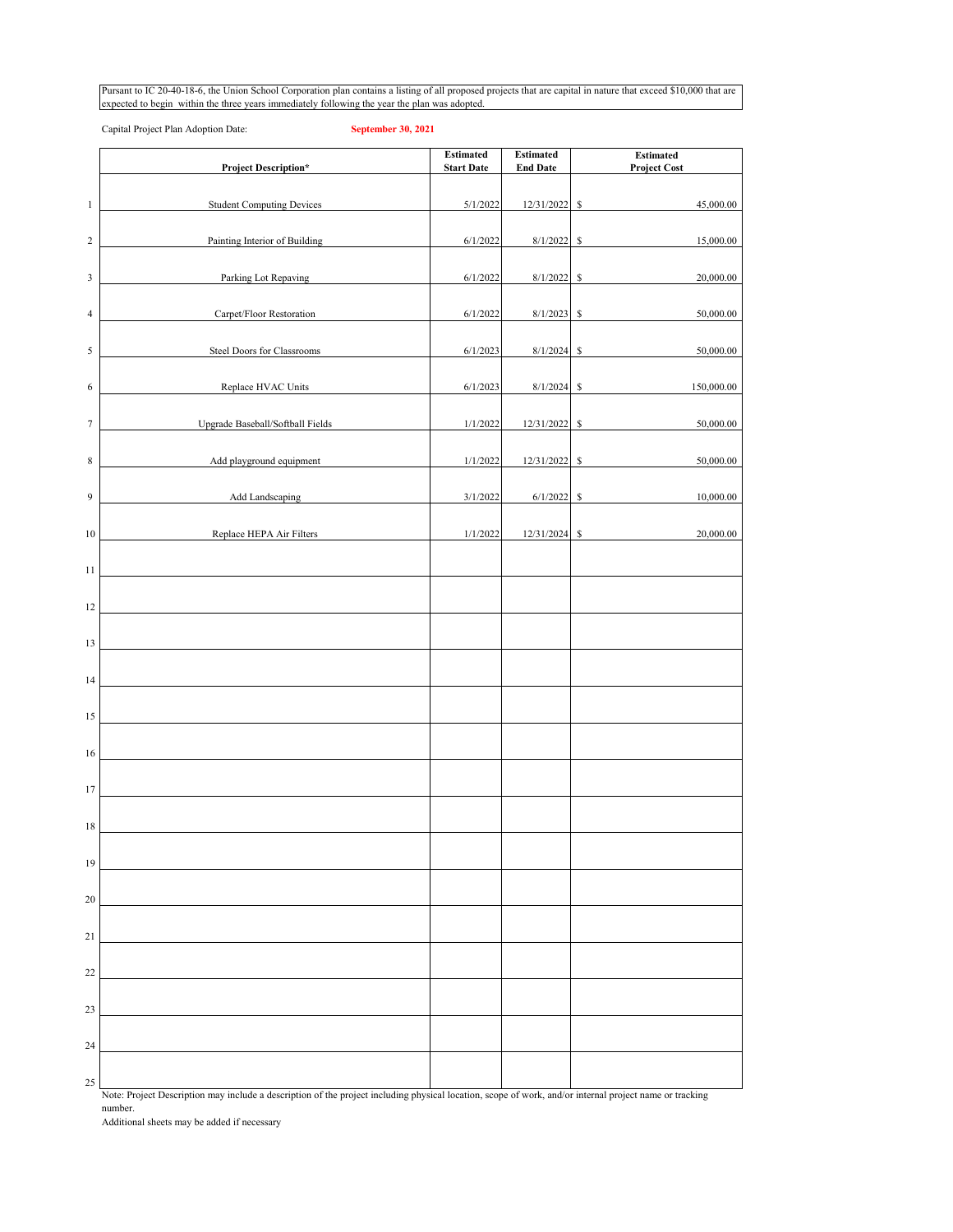Pursant to IC 20-40-18-6, the Union School Corporation plan contains a listing of all proposed projects that are capital in nature that exceed $10,000 that are expected to begin within the three years immediately following the year the plan was adopted.

Capital Project Plan Adoption Date: **September 30, 2021**

| | Project Description* | Estimated Start Date | Estimated End Date | Estimated Project Cost |
|---|---|---|---|---|
| 1 | Student Computing Devices | 5/1/2022 | 12/31/2022 | $ 45,000.00 |
| 2 | Painting Interior of Building | 6/1/2022 | 8/1/2022 | $ 15,000.00 |
| 3 | Parking Lot Repaving | 6/1/2022 | 8/1/2022 | $ 20,000.00 |
| 4 | Carpet/Floor Restoration | 6/1/2022 | 8/1/2023 | $ 50,000.00 |
| 5 | Steel Doors for Classrooms | 6/1/2023 | 8/1/2024 | $ 50,000.00 |
| 6 | Replace HVAC Units | 6/1/2023 | 8/1/2024 | $ 150,000.00 |
| 7 | Upgrade Baseball/Softball Fields | 1/1/2022 | 12/31/2022 | $ 50,000.00 |
| 8 | Add playground equipment | 1/1/2022 | 12/31/2022 | $ 50,000.00 |
| 9 | Add Landscaping | 3/1/2022 | 6/1/2022 | $ 10,000.00 |
| 10 | Replace HEPA Air Filters | 1/1/2022 | 12/31/2024 | $ 20,000.00 |
| 11 | | | | |
| 12 | | | | |
| 13 | | | | |
| 14 | | | | |
| 15 | | | | |
| 16 | | | | |
| 17 | | | | |
| 18 | | | | |
| 19 | | | | |
| 20 | | | | |
| 21 | | | | |
| 22 | | | | |
| 23 | | | | |
| 24 | | | | |
| 25 | | | | |

Note: Project Description may include a description of the project including physical location, scope of work, and/or internal project name or tracking number.

Additional sheets may be added if necessary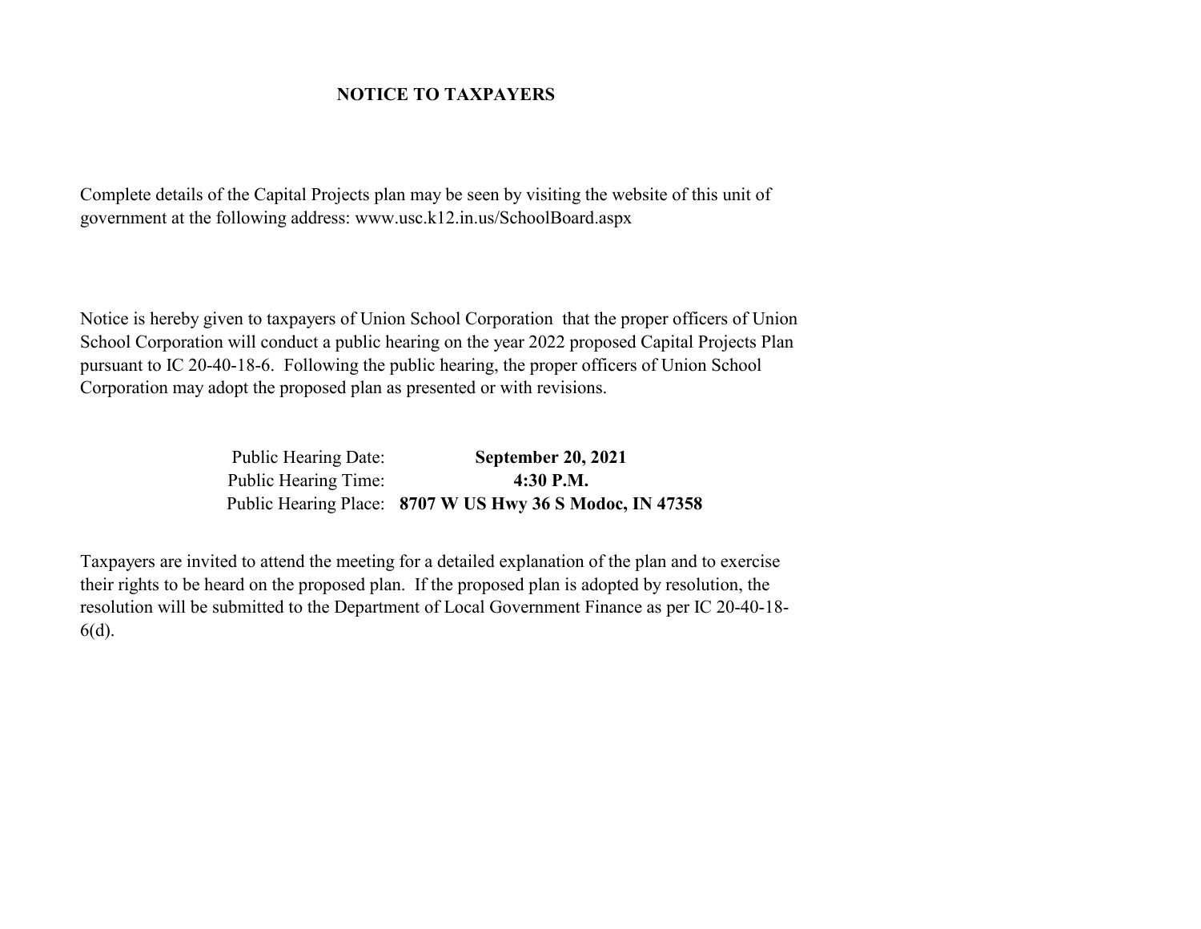**NOTICE TO TAXPAYERS**

Complete details of the Capital Projects plan may be seen by visiting the website of this unit of government at the following address: www.usc.k12.in.us/SchoolBoard.aspx

Notice is hereby given to taxpayers of Union School Corporation that the proper officers of Union School Corporation will conduct a public hearing on the year 2022 proposed Capital Projects Plan pursuant to IC 20-40-18-6. Following the public hearing, the proper officers of Union School Corporation may adopt the proposed plan as presented or with revisions.

| | |
|---|---|
| Public Hearing Date: | **September 20, 2021** |
| Public Hearing Time: | **4:30 P.M.** |
| Public Hearing Place: | **8707 W US Hwy 36 S Modoc, IN 47358** |

Taxpayers are invited to attend the meeting for a detailed explanation of the plan and to exercise their rights to be heard on the proposed plan. If the proposed plan is adopted by resolution, the resolution will be submitted to the Department of Local Government Finance as per IC 20-40-18-6(d).